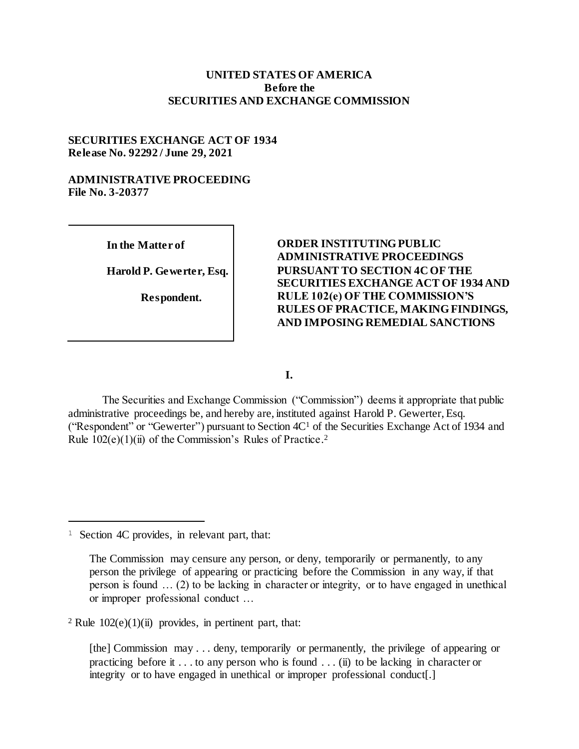**UNITED STATES OF AMERICA**
**Before the**
**SECURITIES AND EXCHANGE COMMISSION**

**SECURITIES EXCHANGE ACT OF 1934**
**Release No. 92292 / June 29, 2021**

**ADMINISTRATIVE PROCEEDING**
**File No. 3-20377**

| In the Matter of<br><br>Harold P. Gewerter, Esq.<br><br>Respondent. | ORDER INSTITUTING PUBLIC ADMINISTRATIVE PROCEEDINGS PURSUANT TO SECTION 4C OF THE SECURITIES EXCHANGE ACT OF 1934 AND RULE 102(e) OF THE COMMISSION'S RULES OF PRACTICE, MAKING FINDINGS, AND IMPOSING REMEDIAL SANCTIONS |
|---|---|

## I.

The Securities and Exchange Commission ("Commission") deems it appropriate that public administrative proceedings be, and hereby are, instituted against Harold P. Gewerter, Esq. ("Respondent" or "Gewerter") pursuant to Section 4C[1] of the Securities Exchange Act of 1934 and Rule 102(e)(1)(ii) of the Commission's Rules of Practice.[2]

---

[1] Section 4C provides, in relevant part, that:

> The Commission may censure any person, or deny, temporarily or permanently, to any person the privilege of appearing or practicing before the Commission in any way, if that person is found … (2) to be lacking in character or integrity, or to have engaged in unethical or improper professional conduct …

[2] Rule 102(e)(1)(ii) provides, in pertinent part, that:

> [the] Commission may . . . deny, temporarily or permanently, the privilege of appearing or practicing before it . . . to any person who is found . . . (ii) to be lacking in character or integrity or to have engaged in unethical or improper professional conduct[.]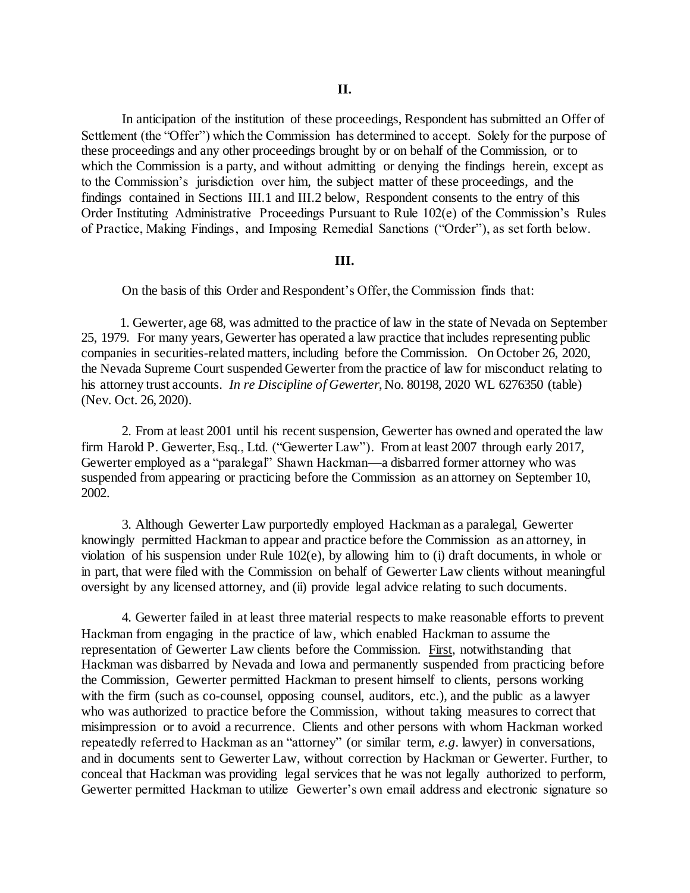## II.

In anticipation of the institution of these proceedings, Respondent has submitted an Offer of Settlement (the "Offer") which the Commission has determined to accept. Solely for the purpose of these proceedings and any other proceedings brought by or on behalf of the Commission, or to which the Commission is a party, and without admitting or denying the findings herein, except as to the Commission's jurisdiction over him, the subject matter of these proceedings, and the findings contained in Sections III.1 and III.2 below, Respondent consents to the entry of this Order Instituting Administrative Proceedings Pursuant to Rule 102(e) of the Commission's Rules of Practice, Making Findings, and Imposing Remedial Sanctions ("Order"), as set forth below.

## III.

On the basis of this Order and Respondent's Offer, the Commission finds that:

1. Gewerter, age 68, was admitted to the practice of law in the state of Nevada on September 25, 1979. For many years, Gewerter has operated a law practice that includes representing public companies in securities-related matters, including before the Commission. On October 26, 2020, the Nevada Supreme Court suspended Gewerter from the practice of law for misconduct relating to his attorney trust accounts. *In re Discipline of Gewerter*, No. 80198, 2020 WL 6276350 (table) (Nev. Oct. 26, 2020).

2. From at least 2001 until his recent suspension, Gewerter has owned and operated the law firm Harold P. Gewerter, Esq., Ltd. ("Gewerter Law"). From at least 2007 through early 2017, Gewerter employed as a "paralegal" Shawn Hackman—a disbarred former attorney who was suspended from appearing or practicing before the Commission as an attorney on September 10, 2002.

3. Although Gewerter Law purportedly employed Hackman as a paralegal, Gewerter knowingly permitted Hackman to appear and practice before the Commission as an attorney, in violation of his suspension under Rule 102(e), by allowing him to (i) draft documents, in whole or in part, that were filed with the Commission on behalf of Gewerter Law clients without meaningful oversight by any licensed attorney, and (ii) provide legal advice relating to such documents.

4. Gewerter failed in at least three material respects to make reasonable efforts to prevent Hackman from engaging in the practice of law, which enabled Hackman to assume the representation of Gewerter Law clients before the Commission. First, notwithstanding that Hackman was disbarred by Nevada and Iowa and permanently suspended from practicing before the Commission, Gewerter permitted Hackman to present himself to clients, persons working with the firm (such as co-counsel, opposing counsel, auditors, etc.), and the public as a lawyer who was authorized to practice before the Commission, without taking measures to correct that misimpression or to avoid a recurrence. Clients and other persons with whom Hackman worked repeatedly referred to Hackman as an "attorney" (or similar term, *e.g*. lawyer) in conversations, and in documents sent to Gewerter Law, without correction by Hackman or Gewerter. Further, to conceal that Hackman was providing legal services that he was not legally authorized to perform, Gewerter permitted Hackman to utilize Gewerter's own email address and electronic signature so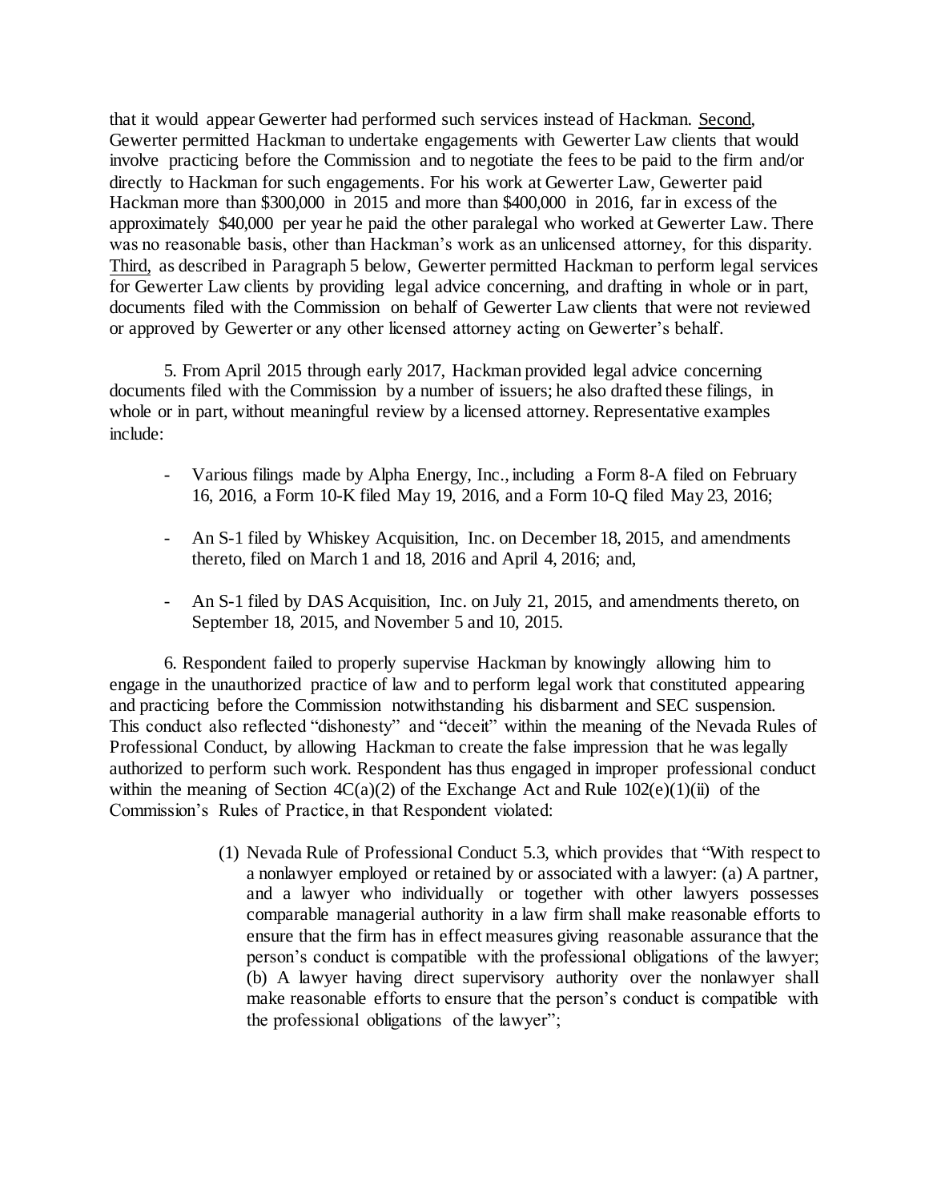that it would appear Gewerter had performed such services instead of Hackman. Second, Gewerter permitted Hackman to undertake engagements with Gewerter Law clients that would involve practicing before the Commission and to negotiate the fees to be paid to the firm and/or directly to Hackman for such engagements. For his work at Gewerter Law, Gewerter paid Hackman more than $300,000 in 2015 and more than $400,000 in 2016, far in excess of the approximately $40,000 per year he paid the other paralegal who worked at Gewerter Law. There was no reasonable basis, other than Hackman's work as an unlicensed attorney, for this disparity. Third, as described in Paragraph 5 below, Gewerter permitted Hackman to perform legal services for Gewerter Law clients by providing legal advice concerning, and drafting in whole or in part, documents filed with the Commission on behalf of Gewerter Law clients that were not reviewed or approved by Gewerter or any other licensed attorney acting on Gewerter's behalf.

5. From April 2015 through early 2017, Hackman provided legal advice concerning documents filed with the Commission by a number of issuers; he also drafted these filings, in whole or in part, without meaningful review by a licensed attorney. Representative examples include:

- Various filings made by Alpha Energy, Inc., including a Form 8-A filed on February 16, 2016, a Form 10-K filed May 19, 2016, and a Form 10-Q filed May 23, 2016;
- An S-1 filed by Whiskey Acquisition, Inc. on December 18, 2015, and amendments thereto, filed on March 1 and 18, 2016 and April 4, 2016; and,
- An S-1 filed by DAS Acquisition, Inc. on July 21, 2015, and amendments thereto, on September 18, 2015, and November 5 and 10, 2015.

6. Respondent failed to properly supervise Hackman by knowingly allowing him to engage in the unauthorized practice of law and to perform legal work that constituted appearing and practicing before the Commission notwithstanding his disbarment and SEC suspension. This conduct also reflected "dishonesty" and "deceit" within the meaning of the Nevada Rules of Professional Conduct, by allowing Hackman to create the false impression that he was legally authorized to perform such work. Respondent has thus engaged in improper professional conduct within the meaning of Section 4C(a)(2) of the Exchange Act and Rule 102(e)(1)(ii) of the Commission's Rules of Practice, in that Respondent violated:

(1) Nevada Rule of Professional Conduct 5.3, which provides that "With respect to a nonlawyer employed or retained by or associated with a lawyer: (a) A partner, and a lawyer who individually or together with other lawyers possesses comparable managerial authority in a law firm shall make reasonable efforts to ensure that the firm has in effect measures giving reasonable assurance that the person's conduct is compatible with the professional obligations of the lawyer; (b) A lawyer having direct supervisory authority over the nonlawyer shall make reasonable efforts to ensure that the person's conduct is compatible with the professional obligations of the lawyer";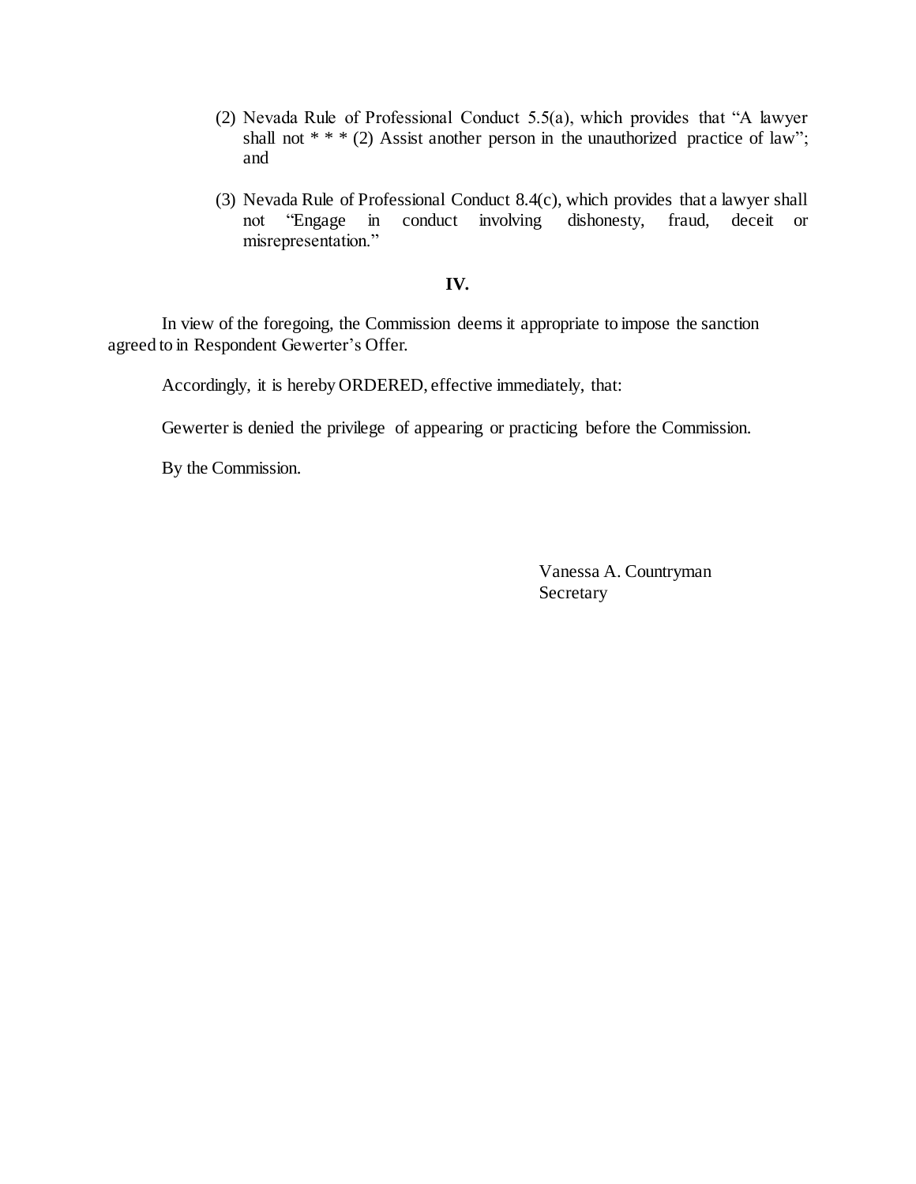(2) Nevada Rule of Professional Conduct 5.5(a), which provides that "A lawyer shall not * * * (2) Assist another person in the unauthorized practice of law"; and

(3) Nevada Rule of Professional Conduct 8.4(c), which provides that a lawyer shall not "Engage in conduct involving dishonesty, fraud, deceit or misrepresentation."

**IV.**

In view of the foregoing, the Commission deems it appropriate to impose the sanction agreed to in Respondent Gewerter's Offer.

Accordingly, it is hereby ORDERED, effective immediately, that:

Gewerter is denied the privilege of appearing or practicing before the Commission.

By the Commission.

Vanessa A. Countryman
Secretary